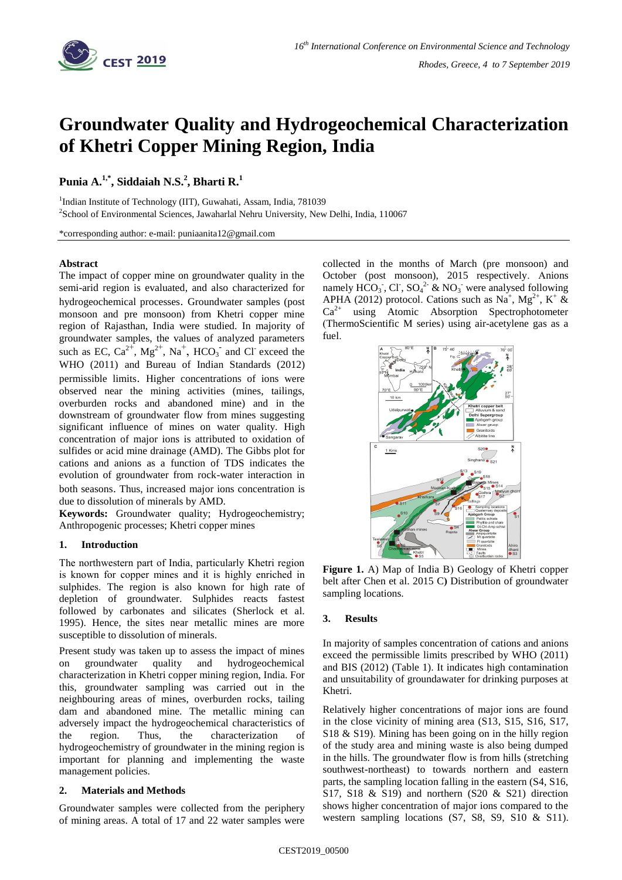# Groundwater Quality and Hydrogeochemical Characterization of Khetri Copper Mining Region, India

**Punia A.[1,*], Siddaiah N.S.[2], Bharti R.[1]**

[1]Indian Institute of Technology (IIT), Guwahati, Assam, India, 781039

[2]School of Environmental Sciences, Jawaharlal Nehru University, New Delhi, India, 110067

*corresponding author: e-mail: puniaanita12@gmail.com

## Abstract

The impact of copper mine on groundwater quality in the semi-arid region is evaluated, and also characterized for hydrogeochemical processes. Groundwater samples (post monsoon and pre monsoon) from Khetri copper mine region of Rajasthan, India were studied. In majority of groundwater samples, the values of analyzed parameters such as EC, $Ca^{2+}$, $Mg^{2+}$, $Na^{+}$, $HCO_3^-$ and $Cl^-$ exceed the WHO (2011) and Bureau of Indian Standards (2012) permissible limits. Higher concentrations of ions were observed near the mining activities (mines, tailings, overburden rocks and abandoned mine) and in the downstream of groundwater flow from mines suggesting significant influence of mines on water quality. High concentration of major ions is attributed to oxidation of sulfides or acid mine drainage (AMD). The Gibbs plot for cations and anions as a function of TDS indicates the evolution of groundwater from rock-water interaction in both seasons. Thus, increased major ions concentration is due to dissolution of minerals by AMD.

**Keywords:** Groundwater quality; Hydrogeochemistry; Anthropogenic processes; Khetri copper mines

## 1. Introduction

The northwestern part of India, particularly Khetri region is known for copper mines and it is highly enriched in sulphides. The region is also known for high rate of depletion of groundwater. Sulphides reacts fastest followed by carbonates and silicates (Sherlock et al. 1995). Hence, the sites near metallic mines are more susceptible to dissolution of minerals.

Present study was taken up to assess the impact of mines on groundwater quality and hydrogeochemical characterization in Khetri copper mining region, India. For this, groundwater sampling was carried out in the neighbouring areas of mines, overburden rocks, tailing dam and abandoned mine. The metallic mining can adversely impact the hydrogeochemical characteristics of the region. Thus, the characterization of hydrogeochemistry of groundwater in the mining region is important for planning and implementing the waste management policies.

## 2. Materials and Methods

Groundwater samples were collected from the periphery of mining areas. A total of 17 and 22 water samples were collected in the months of March (pre monsoon) and October (post monsoon), 2015 respectively. Anions namely $HCO_3^-$, $Cl^-$, $SO_4^{2-}$ & $NO_3^-$ were analysed following APHA (2012) protocol. Cations such as $Na^+$, $Mg^{2+}$, $K^+$ & $Ca^{2+}$ using Atomic Absorption Spectrophotometer (ThermoScientific M series) using air-acetylene gas as a fuel.

**Figure 1.** A) Map of India B) Geology of Khetri copper belt after Chen et al. 2015 C) Distribution of groundwater sampling locations.

## 3. Results

In majority of samples concentration of cations and anions exceed the permissible limits prescribed by WHO (2011) and BIS (2012) (Table 1). It indicates high contamination and unsuitability of groundawater for drinking purposes at Khetri.

Relatively higher concentrations of major ions are found in the close vicinity of mining area (S13, S15, S16, S17, S18 & S19). Mining has been going on in the hilly region of the study area and mining waste is also being dumped in the hills. The groundwater flow is from hills (stretching southwest-northeast) to towards northern and eastern parts, the sampling location falling in the eastern (S4, S16, S17, S18 & S19) and northern (S20 & S21) direction shows higher concentration of major ions compared to the western sampling locations (S7, S8, S9, S10 & S11).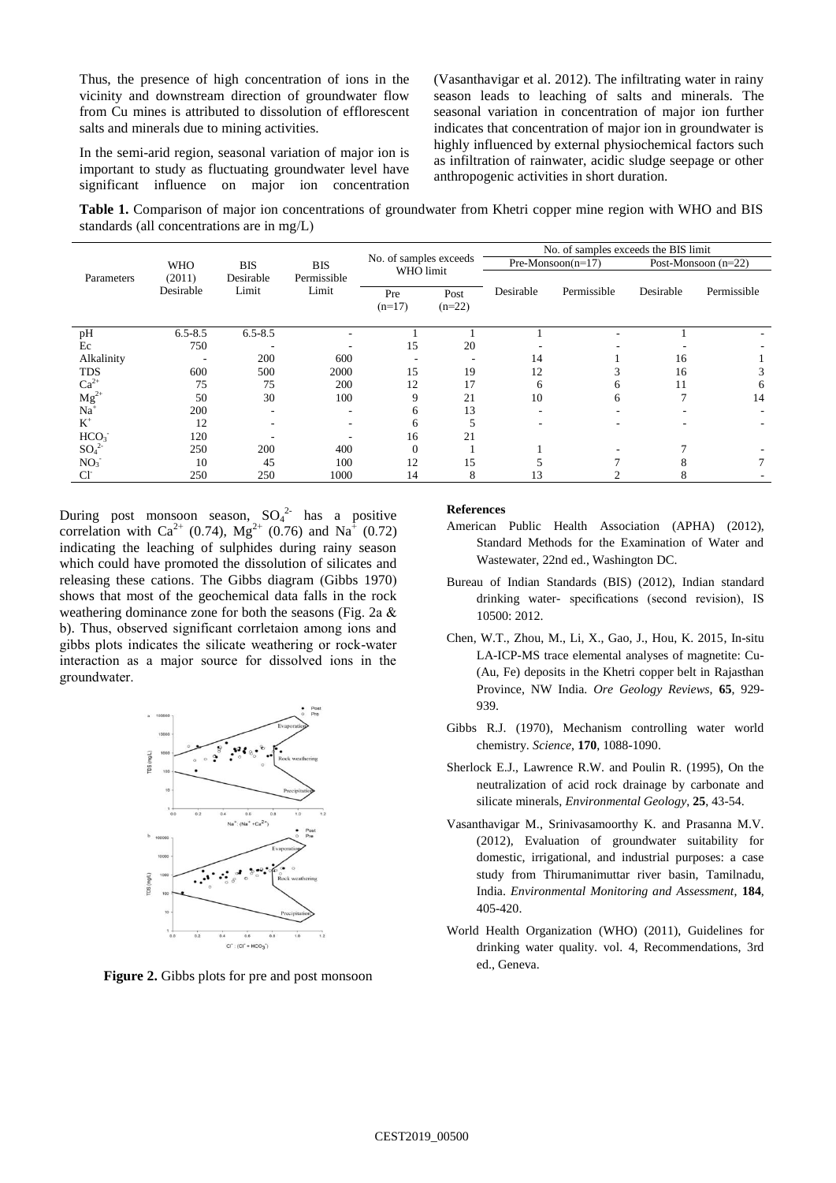Thus, the presence of high concentration of ions in the vicinity and downstream direction of groundwater flow from Cu mines is attributed to dissolution of efflorescent salts and minerals due to mining activities.

In the semi-arid region, seasonal variation of major ion is important to study as fluctuating groundwater level have significant influence on major ion concentration (Vasanthavigar et al. 2012). The infiltrating water in rainy season leads to leaching of salts and minerals. The seasonal variation in concentration of major ion further indicates that concentration of major ion in groundwater is highly influenced by external physiochemical factors such as infiltration of rainwater, acidic sludge seepage or other anthropogenic activities in short duration.

**Table 1.** Comparison of major ion concentrations of groundwater from Khetri copper mine region with WHO and BIS standards (all concentrations are in mg/L)

| Parameters | WHO (2011) Desirable | BIS Desirable Limit | BIS Permissible Limit | No. of samples exceeds WHO limit | | No. of samples exceeds the BIS limit | | | |
|---|---|---|---|---|---|---|---|---|---|
| | | | | | | Pre-Monsoon(n=17) | | Post-Monsoon (n=22) | |
| | | | | Pre (n=17) | Post (n=22) | Desirable | Permissible | Desirable | Permissible |
| pH | 6.5-8.5 | 6.5-8.5 | - | 1 | 1 | 1 | - | 1 | - |
| Ec | 750 | - | - | 15 | 20 | - | - | - | - |
| Alkalinity | - | 200 | 600 | - | - | 14 | 1 | 16 | 1 |
| TDS | 600 | 500 | 2000 | 15 | 19 | 12 | 3 | 16 | 3 |
| $Ca^{2+}$ | 75 | 75 | 200 | 12 | 17 | 6 | 6 | 11 | 6 |
| $Mg^{2+}$ | 50 | 30 | 100 | 9 | 21 | 10 | 6 | 7 | 14 |
| $Na^{+}$ | 200 | - | - | 6 | 13 | - | - | - | - |
| $K^{+}$ | 12 | - | - | 6 | 5 | - | - | - | - |
| $HCO_3^{-}$ | 120 | - | - | 16 | 21 | | | | |
| $SO_4^{2-}$ | 250 | 200 | 400 | 0 | 1 | 1 | - | 7 | - |
| $NO_3^{-}$ | 10 | 45 | 100 | 12 | 15 | 5 | 7 | 8 | 7 |
| $Cl^{-}$ | 250 | 250 | 1000 | 14 | 8 | 13 | 2 | 8 | - |

During post monsoon season, $SO_4^{2-}$ has a positive correlation with $Ca^{2+}$ (0.74), $Mg^{2+}$ (0.76) and $Na^{+}$ (0.72) indicating the leaching of sulphides during rainy season which could have promoted the dissolution of silicates and releasing these cations. The Gibbs diagram (Gibbs 1970) shows that most of the geochemical data falls in the rock weathering dominance zone for both the seasons (Fig. 2a & b). Thus, observed significant corrletaion among ions and gibbs plots indicates the silicate weathering or rock-water interaction as a major source for dissolved ions in the groundwater.

Evaporation
Rock weathering
Precipitation
TDS (mg/L)
$Na^{+}$ : ($Na^{+}$ + $Ca^{2+}$)
$Cl^{-}$ : ($Cl^{-}$ + $HCO_3^{-}$)
Post
Pre

**Figure 2.** Gibbs plots for pre and post monsoon

## References

American Public Health Association (APHA) (2012), Standard Methods for the Examination of Water and Wastewater, 22nd ed., Washington DC.

Bureau of Indian Standards (BIS) (2012), Indian standard drinking water- specifications (second revision), IS 10500: 2012.

Chen, W.T., Zhou, M., Li, X., Gao, J., Hou, K. 2015, In-situ LA-ICP-MS trace elemental analyses of magnetite: Cu-(Au, Fe) deposits in the Khetri copper belt in Rajasthan Province, NW India. *Ore Geology Reviews*, **65**, 929-939.

Gibbs R.J. (1970), Mechanism controlling water world chemistry. *Science*, **170**, 1088-1090.

Sherlock E.J., Lawrence R.W. and Poulin R. (1995), On the neutralization of acid rock drainage by carbonate and silicate minerals, *Environmental Geology*, **25**, 43-54.

Vasanthavigar M., Srinivasamoorthy K. and Prasanna M.V. (2012), Evaluation of groundwater suitability for domestic, irrigational, and industrial purposes: a case study from Thirumanimuttar river basin, Tamilnadu, India. *Environmental Monitoring and Assessment*, **184**, 405-420.

World Health Organization (WHO) (2011), Guidelines for drinking water quality. vol. 4, Recommendations, 3rd ed., Geneva.